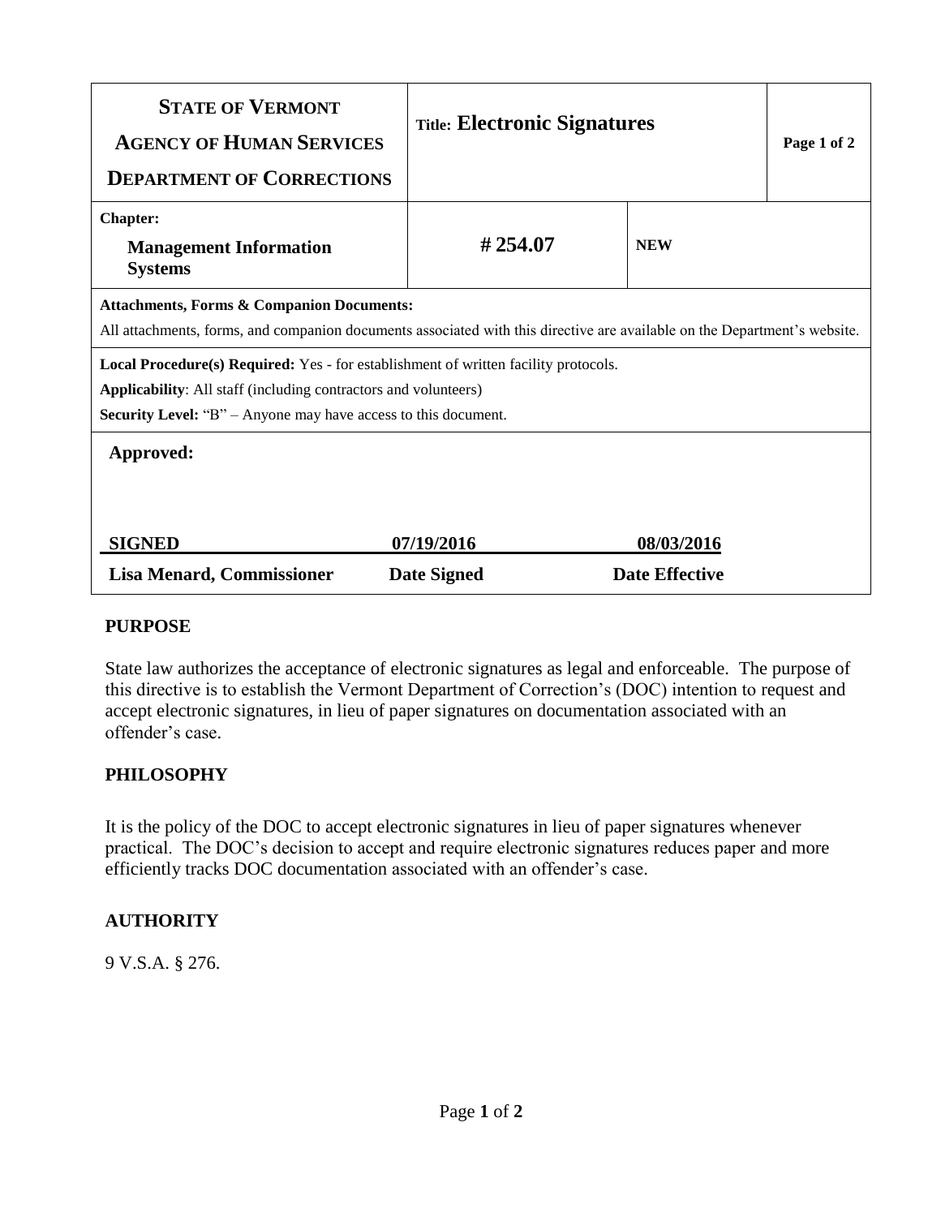| **STATE OF VERMONT**<br>**AGENCY OF HUMAN SERVICES**<br>**DEPARTMENT OF CORRECTIONS** | Title: **Electronic Signatures** | | **Page 1 of 2** |
|---|---|---|---|
| **Chapter:**<br>**Management Information Systems** | **# 254.07** | **NEW** | |
| **Attachments, Forms & Companion Documents:**<br>All attachments, forms, and companion documents associated with this directive are available on the Department's website. | | | |
| **Local Procedure(s) Required:** Yes - for establishment of written facility protocols.<br>**Applicability**: All staff (including contractors and volunteers)<br>**Security Level:** "B" – Anyone may have access to this document. | | | |
| **Approved:** | | | |
| **SIGNED**<br>**Lisa Menard, Commissioner** | **07/19/2016**<br>**Date Signed** | **08/03/2016**<br>**Date Effective** | |

## PURPOSE

State law authorizes the acceptance of electronic signatures as legal and enforceable. The purpose of this directive is to establish the Vermont Department of Correction's (DOC) intention to request and accept electronic signatures, in lieu of paper signatures on documentation associated with an offender's case.

## PHILOSOPHY

It is the policy of the DOC to accept electronic signatures in lieu of paper signatures whenever practical. The DOC's decision to accept and require electronic signatures reduces paper and more efficiently tracks DOC documentation associated with an offender's case.

## AUTHORITY

9 V.S.A. § 276.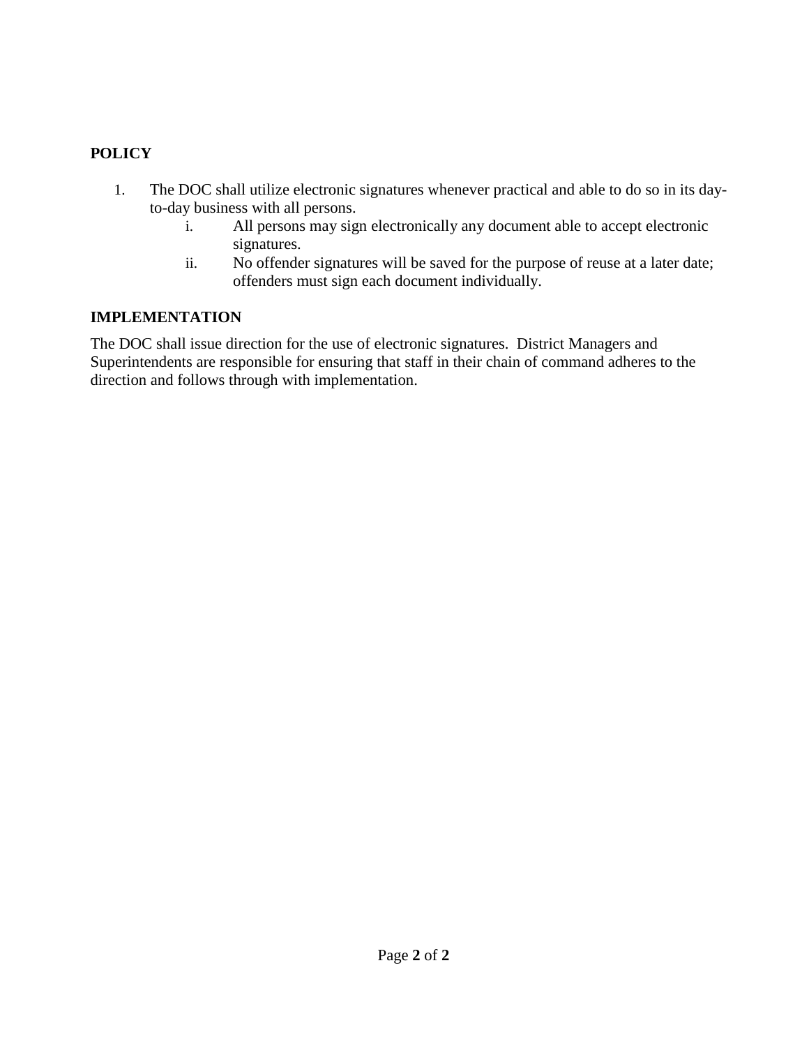## POLICY

1. The DOC shall utilize electronic signatures whenever practical and able to do so in its day-to-day business with all persons.
    i. All persons may sign electronically any document able to accept electronic signatures.
    ii. No offender signatures will be saved for the purpose of reuse at a later date; offenders must sign each document individually.

## IMPLEMENTATION

The DOC shall issue direction for the use of electronic signatures. District Managers and Superintendents are responsible for ensuring that staff in their chain of command adheres to the direction and follows through with implementation.